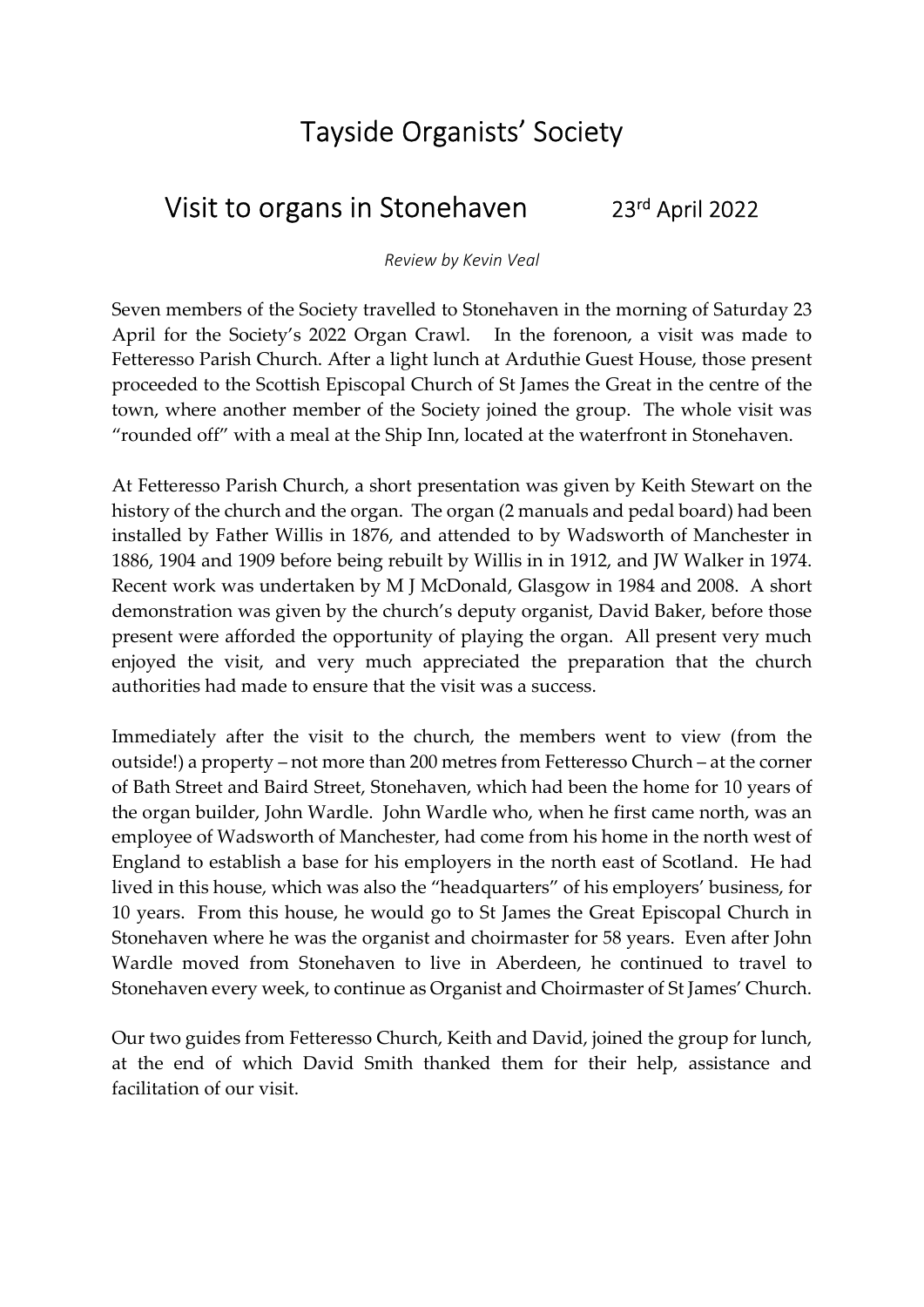# Tayside Organists' Society

## Visit to organs in Stonehaven 23rd April 2022

*Review by Kevin Veal*

Seven members of the Society travelled to Stonehaven in the morning of Saturday 23 April for the Society's 2022 Organ Crawl. In the forenoon, a visit was made to Fetteresso Parish Church. After a light lunch at Arduthie Guest House, those present proceeded to the Scottish Episcopal Church of St James the Great in the centre of the town, where another member of the Society joined the group. The whole visit was "rounded off" with a meal at the Ship Inn, located at the waterfront in Stonehaven.

At Fetteresso Parish Church, a short presentation was given by Keith Stewart on the history of the church and the organ. The organ (2 manuals and pedal board) had been installed by Father Willis in 1876, and attended to by Wadsworth of Manchester in 1886, 1904 and 1909 before being rebuilt by Willis in in 1912, and JW Walker in 1974. Recent work was undertaken by M J McDonald, Glasgow in 1984 and 2008. A short demonstration was given by the church's deputy organist, David Baker, before those present were afforded the opportunity of playing the organ. All present very much enjoyed the visit, and very much appreciated the preparation that the church authorities had made to ensure that the visit was a success.

Immediately after the visit to the church, the members went to view (from the outside!) a property – not more than 200 metres from Fetteresso Church – at the corner of Bath Street and Baird Street, Stonehaven, which had been the home for 10 years of the organ builder, John Wardle. John Wardle who, when he first came north, was an employee of Wadsworth of Manchester, had come from his home in the north west of England to establish a base for his employers in the north east of Scotland. He had lived in this house, which was also the "headquarters" of his employers' business, for 10 years. From this house, he would go to St James the Great Episcopal Church in Stonehaven where he was the organist and choirmaster for 58 years. Even after John Wardle moved from Stonehaven to live in Aberdeen, he continued to travel to Stonehaven every week, to continue as Organist and Choirmaster of St James' Church.

Our two guides from Fetteresso Church, Keith and David, joined the group for lunch, at the end of which David Smith thanked them for their help, assistance and facilitation of our visit.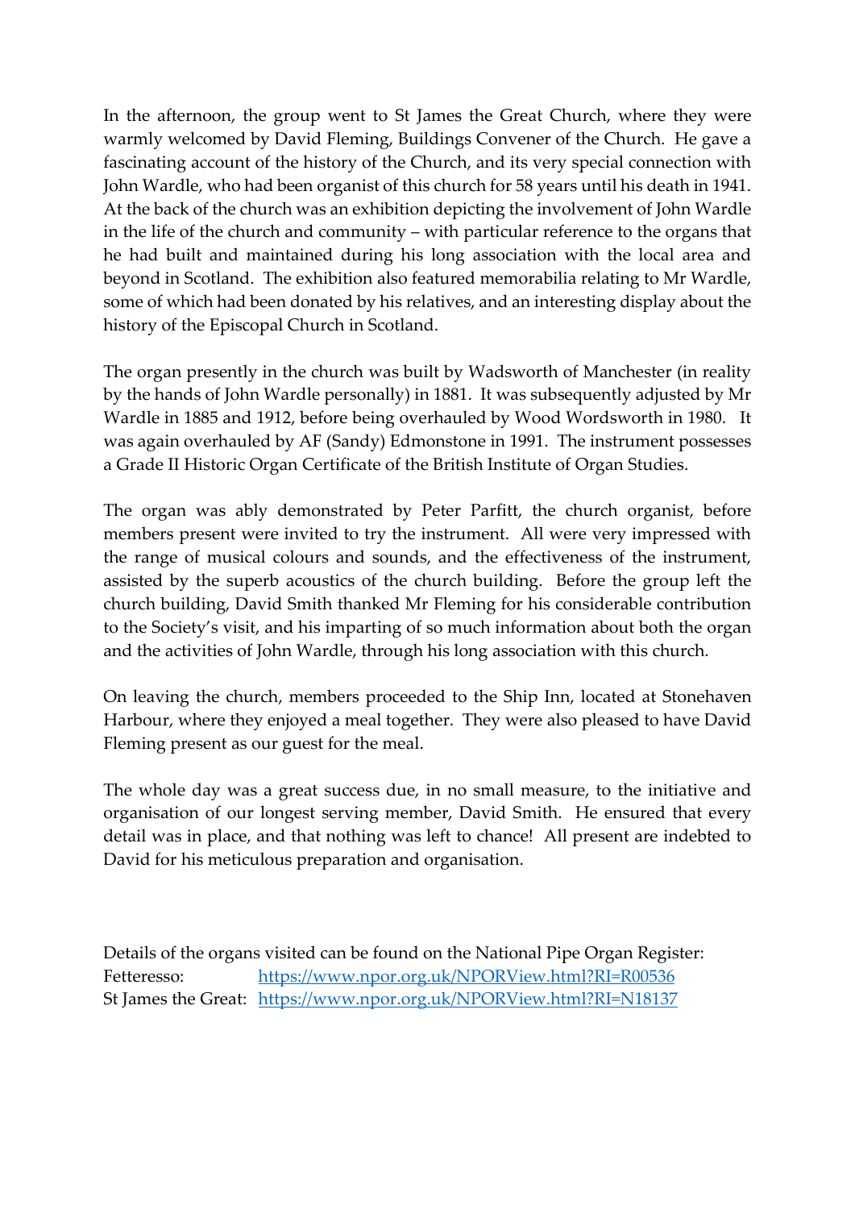In the afternoon, the group went to St James the Great Church, where they were warmly welcomed by David Fleming, Buildings Convener of the Church. He gave a fascinating account of the history of the Church, and its very special connection with John Wardle, who had been organist of this church for 58 years until his death in 1941. At the back of the church was an exhibition depicting the involvement of John Wardle in the life of the church and community – with particular reference to the organs that he had built and maintained during his long association with the local area and beyond in Scotland. The exhibition also featured memorabilia relating to Mr Wardle, some of which had been donated by his relatives, and an interesting display about the history of the Episcopal Church in Scotland.

The organ presently in the church was built by Wadsworth of Manchester (in reality by the hands of John Wardle personally) in 1881. It was subsequently adjusted by Mr Wardle in 1885 and 1912, before being overhauled by Wood Wordsworth in 1980. It was again overhauled by AF (Sandy) Edmonstone in 1991. The instrument possesses a Grade II Historic Organ Certificate of the British Institute of Organ Studies.

The organ was ably demonstrated by Peter Parfitt, the church organist, before members present were invited to try the instrument. All were very impressed with the range of musical colours and sounds, and the effectiveness of the instrument, assisted by the superb acoustics of the church building. Before the group left the church building, David Smith thanked Mr Fleming for his considerable contribution to the Society's visit, and his imparting of so much information about both the organ and the activities of John Wardle, through his long association with this church.

On leaving the church, members proceeded to the Ship Inn, located at Stonehaven Harbour, where they enjoyed a meal together. They were also pleased to have David Fleming present as our guest for the meal.

The whole day was a great success due, in no small measure, to the initiative and organisation of our longest serving member, David Smith. He ensured that every detail was in place, and that nothing was left to chance! All present are indebted to David for his meticulous preparation and organisation.

Details of the organs visited can be found on the National Pipe Organ Register:
Fetteresso: https://www.npor.org.uk/NPORView.html?RI=R00536
St James the Great: https://www.npor.org.uk/NPORView.html?RI=N18137